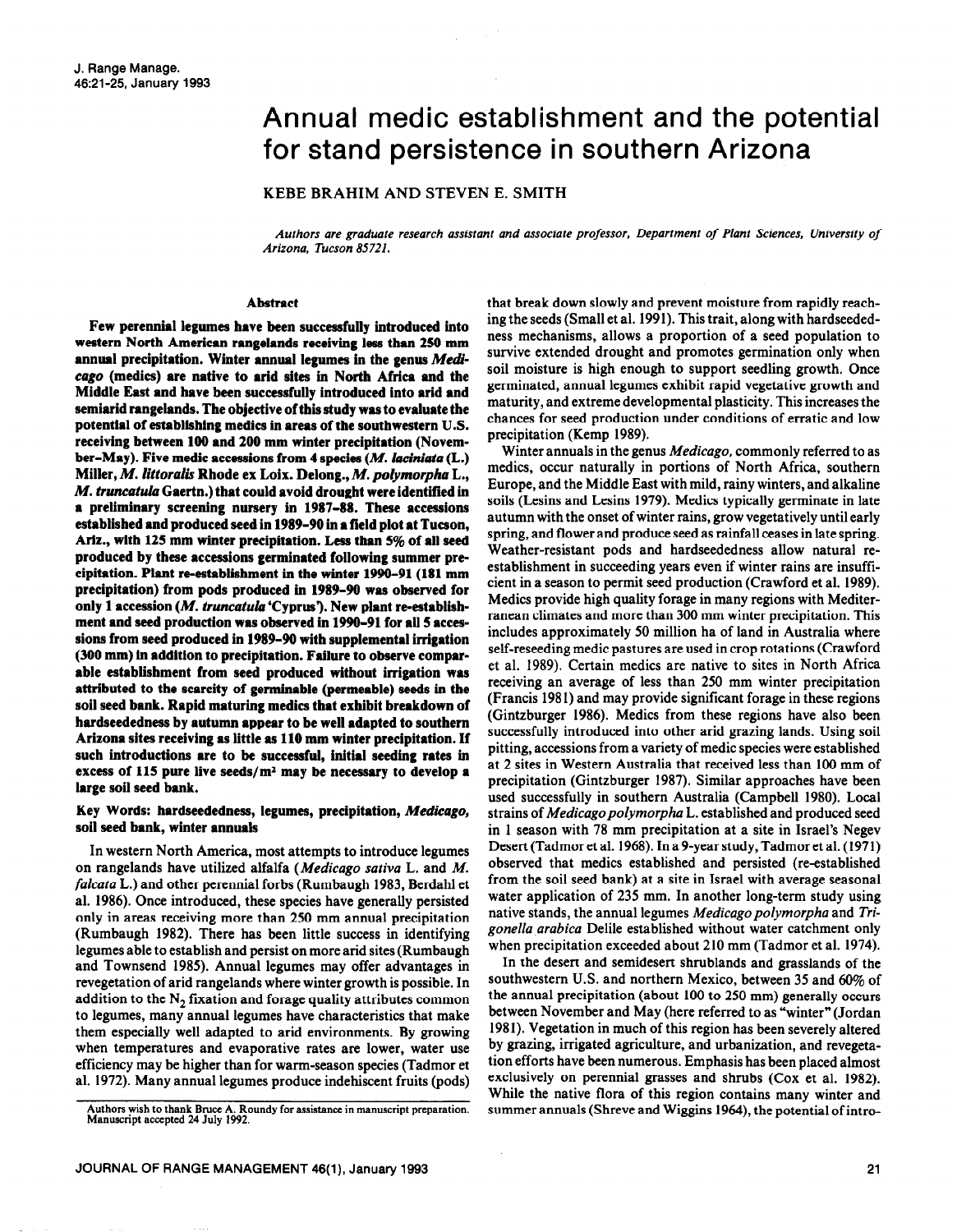# Annual medic establishment and the potential for stand persistence in southern Arizona

KEBE BRAHIM AND STEVEN E. SMITH

*Authors are graduate research assistant and associate professor, Department of Plant Sciences, University of Arizona, Tucson 85721.*

## Abstract

**Few perennial legumes have been successfully introduced into western North American rangelands receiving less than 250 mm annual precipitation. Winter annual legumes in the genus *Medicago* (medics) are native to arid sites in North Africa and the Middle East and have been successfully introduced into arid and semiarid rangelands. The objective of this study was to evaluate the potential of establishing medics in areas of the southwestern U.S. receiving between 100 and 200 mm winter precipitation (November–May). Five medic accessions from 4 species (*M. laciniata* (L.) Miller, *M. littoralis* Rhode ex Loix. Delong., *M. polymorpha* L., *M. truncatula* Gaertn.) that could avoid drought were identified in a preliminary screening nursery in 1987–88. These accessions established and produced seed in 1989–90 in a field plot at Tucson, Ariz., with 125 mm winter precipitation. Less than 5% of all seed produced by these accessions germinated following summer precipitation. Plant re-establishment in the winter 1990–91 (181 mm precipitation) from pods produced in 1989–90 was observed for only 1 accession (*M. truncatula* 'Cyprus'). New plant re-establishment and seed production was observed in 1990–91 for all 5 accessions from seed produced in 1989–90 with supplemental irrigation (300 mm) in addition to precipitation. Failure to observe comparable establishment from seed produced without irrigation was attributed to the scarcity of germinable (permeable) seeds in the soil seed bank. Rapid maturing medics that exhibit breakdown of hardseededness by autumn appear to be well adapted to southern Arizona sites receiving as little as 110 mm winter precipitation. If such introductions are to be successful, initial seeding rates in excess of 115 pure live seeds/m² may be necessary to develop a large soil seed bank.**

**Key Words: hardseededness, legumes, precipitation, *Medicago*, soil seed bank, winter annuals**

In western North America, most attempts to introduce legumes on rangelands have utilized alfalfa (*Medicago sativa* L. and *M. falcata* L.) and other perennial forbs (Rumbaugh 1983, Berdahl et al. 1986). Once introduced, these species have generally persisted only in areas receiving more than 250 mm annual precipitation (Rumbaugh 1982). There has been little success in identifying legumes able to establish and persist on more arid sites (Rumbaugh and Townsend 1985). Annual legumes may offer advantages in revegetation of arid rangelands where winter growth is possible. In addition to the $N_2$ fixation and forage quality attributes common to legumes, many annual legumes have characteristics that make them especially well adapted to arid environments. By growing when temperatures and evaporative rates are lower, water use efficiency may be higher than for warm-season species (Tadmor et al. 1972). Many annual legumes produce indehiscent fruits (pods) that break down slowly and prevent moisture from rapidly reaching the seeds (Small et al. 1991). This trait, along with hardseededness mechanisms, allows a proportion of a seed population to survive extended drought and promotes germination only when soil moisture is high enough to support seedling growth. Once germinated, annual legumes exhibit rapid vegetative growth and maturity, and extreme developmental plasticity. This increases the chances for seed production under conditions of erratic and low precipitation (Kemp 1989).

Winter annuals in the genus *Medicago,* commonly referred to as medics, occur naturally in portions of North Africa, southern Europe, and the Middle East with mild, rainy winters, and alkaline soils (Lesins and Lesins 1979). Medics typically germinate in late autumn with the onset of winter rains, grow vegetatively until early spring, and flower and produce seed as rainfall ceases in late spring. Weather-resistant pods and hardseededness allow natural re-establishment in succeeding years even if winter rains are insufficient in a season to permit seed production (Crawford et al. 1989). Medics provide high quality forage in many regions with Mediterranean climates and more than 300 mm winter precipitation. This includes approximately 50 million ha of land in Australia where self-reseeding medic pastures are used in crop rotations (Crawford et al. 1989). Certain medics are native to sites in North Africa receiving an average of less than 250 mm winter precipitation (Francis 1981) and may provide significant forage in these regions (Gintzburger 1986). Medics from these regions have also been successfully introduced into other arid grazing lands. Using soil pitting, accessions from a variety of medic species were established at 2 sites in Western Australia that received less than 100 mm of precipitation (Gintzburger 1987). Similar approaches have been used successfully in southern Australia (Campbell 1980). Local strains of *Medicago polymorpha* L. established and produced seed in 1 season with 78 mm precipitation at a site in Israel's Negev Desert (Tadmor et al. 1968). In a 9-year study, Tadmor et al. (1971) observed that medics established and persisted (re-established from the soil seed bank) at a site in Israel with average seasonal water application of 235 mm. In another long-term study using native stands, the annual legumes *Medicago polymorpha* and *Trigonella arabica* Delile established without water catchment only when precipitation exceeded about 210 mm (Tadmor et al. 1974).

In the desert and semidesert shrublands and grasslands of the southwestern U.S. and northern Mexico, between 35 and 60% of the annual precipitation (about 100 to 250 mm) generally occurs between November and May (here referred to as "winter" (Jordan 1981). Vegetation in much of this region has been severely altered by grazing, irrigated agriculture, and urbanization, and revegetation efforts have been numerous. Emphasis has been placed almost exclusively on perennial grasses and shrubs (Cox et al. 1982). While the native flora of this region contains many winter and summer annuals (Shreve and Wiggins 1964), the potential of intro-

Authors wish to thank Bruce A. Roundy for assistance in manuscript preparation. Manuscript accepted 24 July 1992.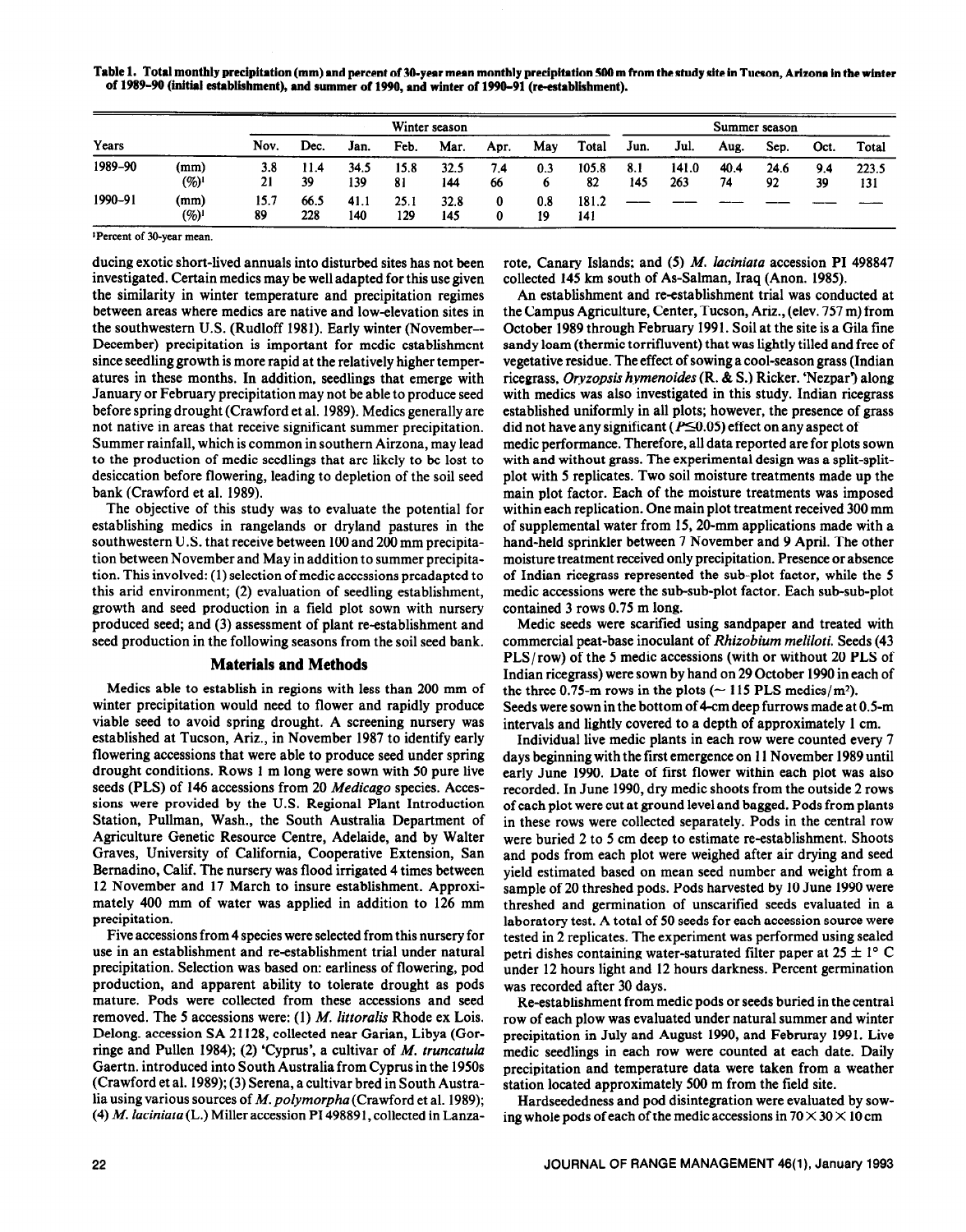Table 1. Total monthly precipitation (mm) and percent of 30-year mean monthly precipitation 500 m from the study site in Tucson, Arizona in the winter of 1989–90 (initial establishment), and summer of 1990, and winter of 1990–91 (re-establishment).

| Years | | Winter season | | | | | | | | Summer season | | | | | | |
|---|---|---|---|---|---|---|---|---|---|---|---|---|---|---|---|---|
| | | Nov. | Dec. | Jan. | Feb. | Mar. | Apr. | May | Total | Jun. | Jul. | Aug. | Sep. | Oct. | Total |
| 1989–90 | (mm) | 3.8 | 11.4 | 34.5 | 15.8 | 32.5 | 7.4 | 0.3 | 105.8 | 8.1 | 141.0 | 40.4 | 24.6 | 9.4 | 223.5 |
| | (%)[1] | 21 | 39 | 139 | 81 | 144 | 66 | 6 | 82 | 145 | 263 | 74 | 92 | 39 | 131 |
| 1990–91 | (mm) | 15.7 | 66.5 | 41.1 | 25.1 | 32.8 | 0 | 0.8 | 181.2 | — | — | — | — | — | — |
| | (%)[1] | 89 | 228 | 140 | 129 | 145 | 0 | 19 | 141 | | | | | | |

[1]Percent of 30-year mean.

ducing exotic short-lived annuals into disturbed sites has not been investigated. Certain medics may be well adapted for this use given the similarity in winter temperature and precipitation regimes between areas where medics are native and low-elevation sites in the southwestern U.S. (Rudloff 1981). Early winter (November–December) precipitation is important for medic establishment since seedling growth is more rapid at the relatively higher temperatures in these months. In addition, seedlings that emerge with January or February precipitation may not be able to produce seed before spring drought (Crawford et al. 1989). Medics generally are not native in areas that receive significant summer precipitation. Summer rainfall, which is common in southern Airzona, may lead to the production of medic seedlings that are likely to be lost to desiccation before flowering, leading to depletion of the soil seed bank (Crawford et al. 1989).

The objective of this study was to evaluate the potential for establishing medics in rangelands or dryland pastures in the southwestern U.S. that receive between 100 and 200 mm precipitation between November and May in addition to summer precipitation. This involved: (1) selection of medic accessions preadapted to this arid environment; (2) evaluation of seedling establishment, growth and seed production in a field plot sown with nursery produced seed; and (3) assessment of plant re-establishment and seed production in the following seasons from the soil seed bank.

## Materials and Methods

Medics able to establish in regions with less than 200 mm of winter precipitation would need to flower and rapidly produce viable seed to avoid spring drought. A screening nursery was established at Tucson, Ariz., in November 1987 to identify early flowering accessions that were able to produce seed under spring drought conditions. Rows 1 m long were sown with 50 pure live seeds (PLS) of 146 accessions from 20 *Medicago* species. Accessions were provided by the U.S. Regional Plant Introduction Station, Pullman, Wash., the South Australia Department of Agriculture Genetic Resource Centre, Adelaide, and by Walter Graves, University of California, Cooperative Extension, San Bernadino, Calif. The nursery was flood irrigated 4 times between 12 November and 17 March to insure establishment. Approximately 400 mm of water was applied in addition to 126 mm precipitation.

Five accessions from 4 species were selected from this nursery for use in an establishment and re-establishment trial under natural precipitation. Selection was based on: earliness of flowering, pod production, and apparent ability to tolerate drought as pods mature. Pods were collected from these accessions and seed removed. The 5 accessions were: (1) *M. littoralis* Rhode ex Lois. Delong. accession SA 21128, collected near Garian, Libya (Gorringe and Pullen 1984); (2) 'Cyprus', a cultivar of *M. truncatula* Gaertn. introduced into South Australia from Cyprus in the 1950s (Crawford et al. 1989); (3) Serena, a cultivar bred in South Australia using various sources of *M. polymorpha* (Crawford et al. 1989); (4) *M. laciniata* (L.) Miller accession PI 498891, collected in Lanzarote, Canary Islands; and (5) *M. laciniata* accession PI 498847 collected 145 km south of As-Salman, Iraq (Anon. 1985).

An establishment and re-establishment trial was conducted at the Campus Agriculture, Center, Tucson, Ariz., (elev. 757 m) from October 1989 through February 1991. Soil at the site is a Gila fine sandy loam (thermic torrifluvent) that was lightly tilled and free of vegetative residue. The effect of sowing a cool-season grass (Indian ricegrass, *Oryzopsis hymenoides* (R. & S.) Ricker. 'Nezpar') along with medics was also investigated in this study. Indian ricegrass established uniformly in all plots; however, the presence of grass did not have any significant ($P \leq 0.05$) effect on any aspect of medic performance. Therefore, all data reported are for plots sown with and without grass. The experimental design was a split-split-plot with 5 replicates. Two soil moisture treatments made up the main plot factor. Each of the moisture treatments was imposed within each replication. One main plot treatment received 300 mm of supplemental water from 15, 20-mm applications made with a hand-held sprinkler between 7 November and 9 April. The other moisture treatment received only precipitation. Presence or absence of Indian ricegrass represented the sub-plot factor, while the 5 medic accessions were the sub-sub-plot factor. Each sub-sub-plot contained 3 rows 0.75 m long.

Medic seeds were scarified using sandpaper and treated with commercial peat-base inoculant of *Rhizobium meliloti*. Seeds (43 PLS/row) of the 5 medic accessions (with or without 20 PLS of Indian ricegrass) were sown by hand on 29 October 1990 in each of the three 0.75-m rows in the plots (~ 115 PLS medics/m$^2$). Seeds were sown in the bottom of 4-cm deep furrows made at 0.5-m intervals and lightly covered to a depth of approximately 1 cm.

Individual live medic plants in each row were counted every 7 days beginning with the first emergence on 11 November 1989 until early June 1990. Date of first flower within each plot was also recorded. In June 1990, dry medic shoots from the outside 2 rows of each plot were cut at ground level and bagged. Pods from plants in these rows were collected separately. Pods in the central row were buried 2 to 5 cm deep to estimate re-establishment. Shoots and pods from each plot were weighed after air drying and seed yield estimated based on mean seed number and weight from a sample of 20 threshed pods. Pods harvested by 10 June 1990 were threshed and germination of unscarified seeds evaluated in a laboratory test. A total of 50 seeds for each accession source were tested in 2 replicates. The experiment was performed using sealed petri dishes containing water-saturated filter paper at 25 ± 1° C under 12 hours light and 12 hours darkness. Percent germination was recorded after 30 days.

Re-establishment from medic pods or seeds buried in the central row of each plow was evaluated under natural summer and winter precipitation in July and August 1990, and Februray 1991. Live medic seedlings in each row were counted at each date. Daily precipitation and temperature data were taken from a weather station located approximately 500 m from the field site.

Hardseededness and pod disintegration were evaluated by sowing whole pods of each of the medic accessions in 70 × 30 × 10 cm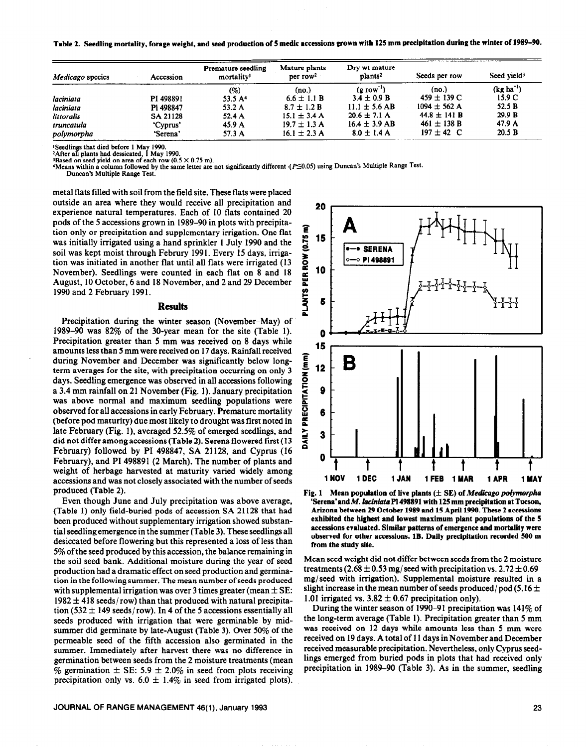**Table 2. Seedling mortality, forage weight, and seed production of 5 medic accessions grown with 125 mm precipitation during the winter of 1989–90.**

| *Medicago* species | Accession | Premature seedling mortality[1] | Mature plants per row[2] | Dry wt mature plants[2] | Seeds per row | Seed yield[3] |
|---|---|---|---|---|---|---|
| | | (%) | (no.) | (g row$^{-1}$) | (no.) | (kg ha$^{-1}$) |
| *laciniata* | PI 498891 | 53.5 A[4] | 6.6 ± 1.1 B | 3.4 ± 0.9 B | 459 ± 139 C | 15.9 C |
| *laciniata* | PI 498847 | 53.2 A | 8.7 ± 1.2 B | 11.1 ± 5.6 AB | 1094 ± 562 A | 52.5 B |
| *littoralis* | SA 21128 | 52.4 A | 15.1 ± 3.4 A | 20.6 ± 7.1 A | 44.8 ± 141 B | 29.9 B |
| *truncatula* | 'Cyprus' | 45.9 A | 19.7 ± 1.3 A | 16.4 ± 3.9 AB | 461 ± 138 B | 47.9 A |
| *polymorpha* | 'Serena' | 57.3 A | 16.1 ± 2.3 A | 8.0 ± 1.4 A | 197 ± 42 C | 20.5 B |

[1]Seedlings that died before 1 May 1990.
[2]After all plants had dessicated, 1 May 1990.
[3]Based on seed yield on area of each row (0.5 × 0.75 m).
[4]Means within a column followed by the same letter are not significantly different ($P \leq 0.05$) using Duncan's Multiple Range Test.
Duncan's Multiple Range Test.

metal flats filled with soil from the field site. These flats were placed outside an area where they would receive all precipitation and experience natural temperatures. Each of 10 flats contained 20 pods of the 5 accessions grown in 1989–90 in plots with precipitation only or precipitation and supplementary irrigation. One flat was initially irrigated using a hand sprinkler 1 July 1990 and the soil was kept moist through Februry 1991. Every 15 days, irrigation was initiated in another flat until all flats were irrigated (13 November). Seedlings were counted in each flat on 8 and 18 August, 10 October, 6 and 18 November, and 2 and 29 December 1990 and 2 February 1991.

## Results

Precipitation during the winter season (November–May) of 1989–90 was 82% of the 30-year mean for the site (Table 1). Precipitation greater than 5 mm was received on 8 days while amounts less than 5 mm were received on 17 days. Rainfall received during November and December was significantly below long-term averages for the site, with precipitation occurring on only 3 days. Seedling emergence was observed in all accessions following a 3.4 mm rainfall on 21 November (Fig. 1). January precipitation was above normal and maximum seedling populations were observed for all accessions in early February. Premature mortality (before pod maturity) due most likely to drought was first noted in late February (Fig. 1), averaged 52.5% of emerged seedlings, and did not differ among accessions (Table 2). Serena flowered first (13 February) followed by PI 498847, SA 21128, and Cyprus (16 February), and PI 498891 (2 March). The number of plants and weight of herbage harvested at maturity varied widely among accessions and was not closely associated with the number of seeds produced (Table 2).

Even though June and July precipitation was above average, (Table 1) only field-buried pods of accession SA 21128 that had been produced without supplementary irrigation showed substantial seedling emergence in the summer (Table 3). These seedlings all desiccated before flowering but this represented a loss of less than 5% of the seed produced by this accession, the balance remaining in the soil seed bank. Additional moisture during the year of seed production had a dramatic effect on seed production and germination in the following summer. The mean number of seeds produced with supplemental irrigation was over 3 times greater (mean ± SE: 1982 ± 418 seeds/row) than that produced with natural precipitation (532 ± 149 seeds/row). In 4 of the 5 accessions essentially all seeds produced with irrigation that were germinable by mid-summer did germinate by late-August (Table 3). Over 50% of the permeable seed of the fifth accession also germinated in the summer. Immediately after harvest there was no difference in germination between seeds from the 2 moisture treatments (mean % germination ± SE: 5.9 ± 2.0% in seed from plots receiving precipitation only vs. 6.0 ± 1.4% in seed from irrigated plots).

**Fig. 1** Mean population of live plants (± SE) of *Medicago polymorpha* 'Serena' and *M. laciniata* PI 498891 with 125 mm precipitation at Tucson, Arizona between 29 October 1989 and 15 April 1990. These 2 accessions exhibited the highest and lowest maximum plant populations of the 5 accessions evaluated. Similar patterns of emergence and mortality were observed for other accessions. 1B. Daily precipitation recorded 500 m from the study site.

Mean seed weight did not differ between seeds from the 2 moisture treatments (2.68 ± 0.53 mg/seed with precipitation vs. 2.72 ± 0.69 mg/seed with irrigation). Supplemental moisture resulted in a slight increase in the mean number of seeds produced/pod (5.16 ± 1.01 irrigated vs. 3.82 ± 0.67 precipitation only).

During the winter season of 1990–91 precipitation was 141% of the long-term average (Table 1). Precipitation greater than 5 mm was received on 12 days while amounts less than 5 mm were received on 19 days. A total of 11 days in November and December received measurable precipitation. Nevertheless, only Cyprus seedlings emerged from buried pods in plots that had received only precipitation in 1989–90 (Table 3). As in the summer, seedling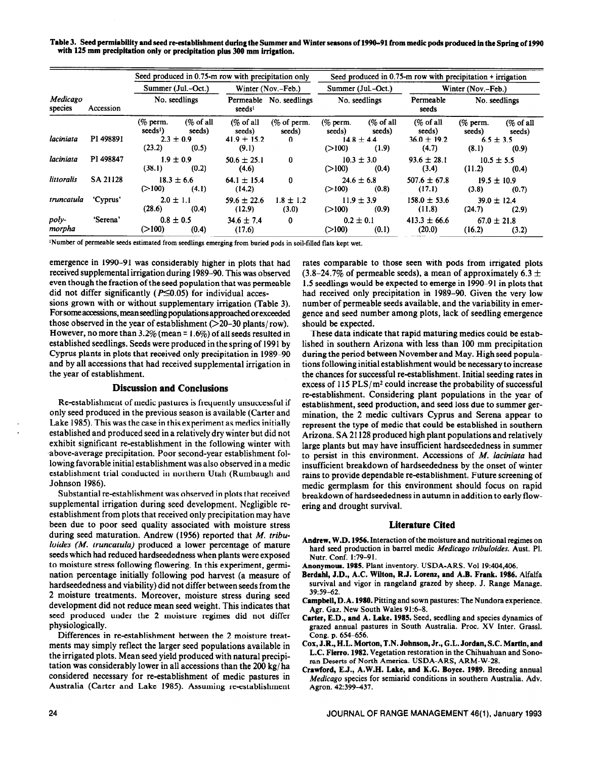**Table 3. Seed permiability and seed re-establishment during the Summer and Winter seasons of 1990–91 from medic pods produced in the Spring of 1990 with 125 mm precipitation only or precipitation plus 300 mm irrigation.**

| | | Seed produced in 0.75-m row with precipitation only | | | | Seed produced in 0.75-m row with precipitation + irrigation | | | | |
|---|---|---|---|---|---|---|---|---|---|---|
| | | Summer (Jul.–Oct.) | | Winter (Nov.–Feb.) | | Summer (Jul.–Oct.) | | Winter (Nov.–Feb.) | | |
| *Medicago* species | Accession | No. seedlings | | Permeable seeds[1] | No. seedlings | No. seedlings | | Permeable seeds | No. seedlings | |
| | | (% perm. seeds[1]) | (% of all seeds) | (% of all seeds) | (% of perm. seeds) | (% perm. seeds) | (% of all seeds) | (% of all seeds) | (% perm. seeds) | (% of all seeds) |
| *laciniata* | PI 498891 | 2.3 ± 0.9 | | 41.9 ± 15.2 | 0 | 14.8 ± 4.4 | | 36.0 ± 19.2 | 6.5 ± 3.5 | |
| | | (23.2) | (0.5) | (9.1) | | (>100) | (1.9) | (4.7) | (8.1) | (0.9) |
| *laciniata* | PI 498847 | 1.9 ± 0.9 | | 50.6 ± 25.1 | 0 | 10.3 ± 3.0 | | 93.6 ± 28.1 | 10.5 ± 5.5 | |
| | | (38.1) | (0.2) | (4.6) | | (>100) | (0.4) | (3.4) | (11.2) | (0.4) |
| *littoralis* | SA 21128 | 18.3 ± 6.6 | | 64.1 ± 15.4 | 0 | 24.6 ± 6.8 | | 507.6 ± 67.8 | 19.5 ± 10.9 | |
| | | (>100) | (4.1) | (14.2) | | (>100) | (0.8) | (17.1) | (3.8) | (0.7) |
| *truncatula* | 'Cyprus' | 2.0 ± 1.1 | | 59.6 ± 22.6 | 1.8 ± 1.2 | 11.9 ± 3.9 | | 158.0 ± 53.6 | 39.0 ± 12.4 | |
| | | (28.6) | (0.4) | (12.9) | (3.0) | (>100) | (0.9) | (11.8) | (24.7) | (2.9) |
| *polymorpha* | 'Serena' | 0.8 ± 0.5 | | 34.6 ± 7.4 | 0 | 0.2 ± 0.1 | | 413.3 ± 66.6 | 67.0 ± 21.8 | |
| | | (>100) | (0.4) | (17.6) | | (>100) | (0.1) | (20.0) | (16.2) | (3.2) |

[1]Number of permeable seeds estimated from seedlings emerging from buried pods in soil-filled flats kept wet.

emergence in 1990–91 was considerably higher in plots that had received supplemental irrigation during 1989–90. This was observed even though the fraction of the seed population that was permeable did not differ significantly ($P \leq 0.05$) for individual accessions grown with or without supplementary irrigation (Table 3). For some accessions, mean seedling populations approached or exceeded those observed in the year of establishment (>20–30 plants/row). However, no more than 3.2% (mean = 1.6%) of all seeds resulted in established seedlings. Seeds were produced in the spring of 1991 by Cyprus plants in plots that received only precipitation in 1989–90 and by all accessions that had received supplemental irrigation in the year of establishment.

## Discussion and Conclusions

Re-establishment of medic pastures is frequently unsuccessful if only seed produced in the previous season is available (Carter and Lake 1985). This was the case in this experiment as medics initially established and produced seed in a relatively dry winter but did not exhibit significant re-establishment in the following winter with above-average precipitation. Poor second-year establishment following favorable initial establishment was also observed in a medic establishment trial conducted in northern Utah (Rumbaugh and Johnson 1986).

Substantial re-establishment was observed in plots that received supplemental irrigation during seed development. Negligible re-establishment from plots that received only precipitation may have been due to poor seed quality associated with moisture stress during seed maturation. Andrew (1956) reported that *M. tribuloides (M. truncatula)* produced a lower percentage of mature seeds which had reduced hardseededness when plants were exposed to moisture stress following flowering. In this experiment, germination percentage initially following pod harvest (a measure of hardseededness and viability) did not differ between seeds from the 2 moisture treatments. Moreover, moisture stress during seed development did not reduce mean seed weight. This indicates that seed produced under the 2 moisture regimes did not differ physiologically.

Differences in re-establishment between the 2 moisture treatments may simply reflect the larger seed populations available in the irrigated plots. Mean seed yield produced with natural precipitation was considerably lower in all accessions than the 200 kg/ha considered necessary for re-establishment of medic pastures in Australia (Carter and Lake 1985). Assuming re-establishment rates comparable to those seen with pods from irrigated plots (3.8–24.7% of permeable seeds), a mean of approximately 6.3 ± 1.5 seedlings would be expected to emerge in 1990–91 in plots that had received only precipitation in 1989–90. Given the very low number of permeable seeds available, and the variability in emergence and seed number among plots, lack of seedling emergence should be expected.

These data indicate that rapid maturing medics could be established in southern Arizona with less than 100 mm precipitation during the period between November and May. High seed populations following initial establishment would be necessary to increase the chances for successful re-establishment. Initial seeding rates in excess of 115 PLS/m$^2$ could increase the probability of successful re-establishment. Considering plant populations in the year of establishment, seed production, and seed loss due to summer germination, the 2 medic cultivars Cyprus and Serena appear to represent the type of medic that could be established in southern Arizona. SA 21128 produced high plant populations and relatively large plants but may have insufficient hardseededness in summer to persist in this environment. Accessions of *M. laciniata* had insufficient breakdown of hardseededness by the onset of winter rains to provide dependable re-establishment. Future screening of medic germplasm for this environment should focus on rapid breakdown of hardseededness in autumn in addition to early flowering and drought survival.

## Literature Cited

**Andrew, W.D. 1956.** Interaction of the moisture and nutritional regimes on hard seed production in barrel medic *Medicago tribuloides*. Aust. Pl. Nutr. Conf. 1:79–91.

**Anonymous. 1985.** Plant inventory. USDA-ARS. Vol 19:404,406.

**Berdahl, J.D., A.C. Wilton, R.J. Lorenz, and A.B. Frank. 1986.** Alfalfa survival and vigor in rangeland grazed by sheep. J. Range Manage. 39:59–62.

**Campbell, D.A. 1980.** Pitting and sown pastures: The Nundora experience. Agr. Gaz. New South Wales 91:6–8.

**Carter, E.D., and A. Lake. 1985.** Seed, seedling and species dynamics of grazed annual pastures in South Australia. Proc. XV Inter. Grassl. Cong. p. 654–656.

**Cox, J.R., H.L. Morton, T.N. Johnson, Jr., G.L. Jordan, S.C. Martin, and L.C. Fierro. 1982.** Vegetation restoration in the Chihuahuan and Sonoran Deserts of North America. USDA-ARS, ARM-W-28.

**Crawford, E.J., A.W.H. Lake, and K.G. Boyce. 1989.** Breeding annual *Medicago* species for semiarid conditions in southern Australia. Adv. Agron. 42:399–437.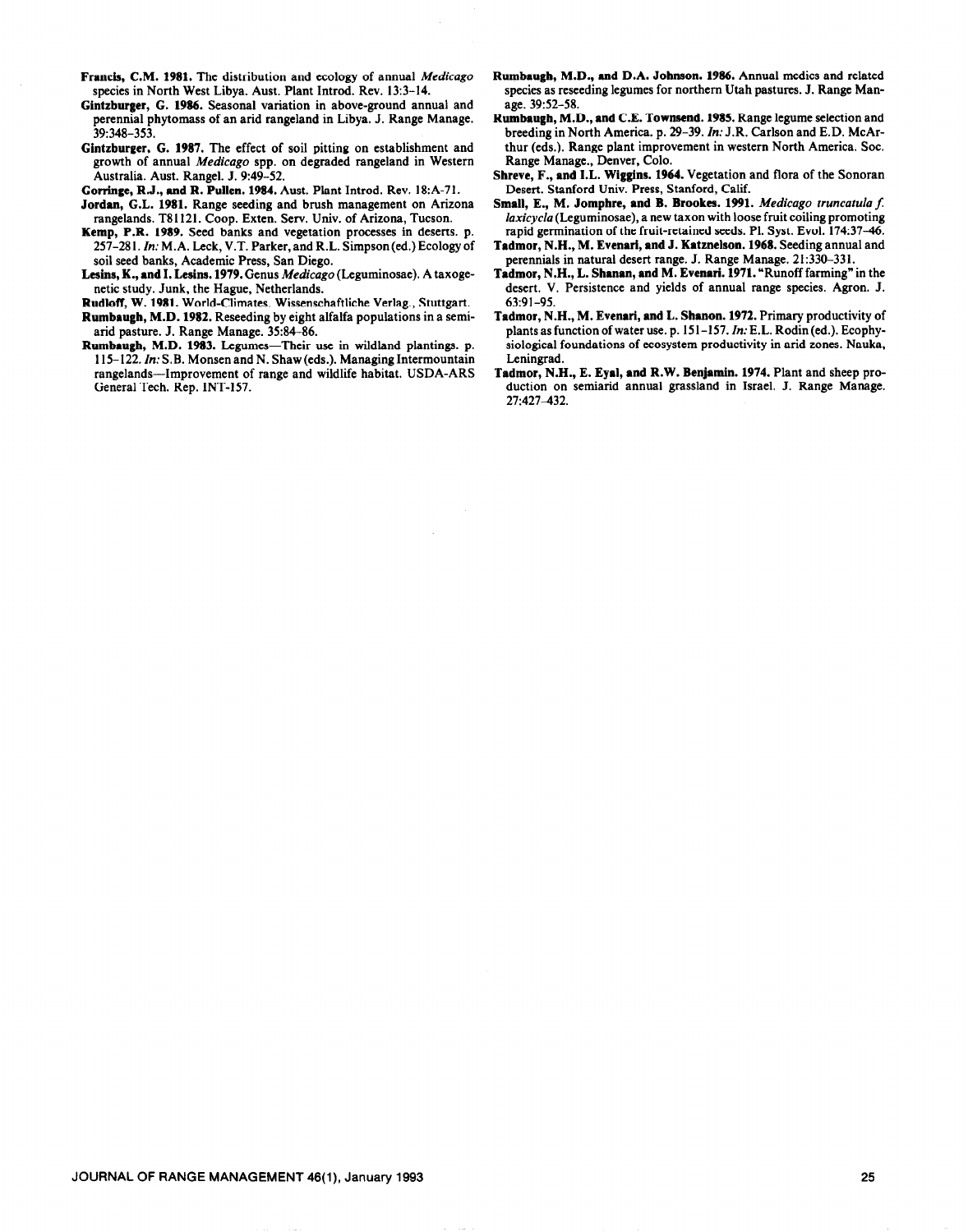**Francis, C.M. 1981.** The distribution and ecology of annual *Medicago* species in North West Libya. Aust. Plant Introd. Rev. 13:3–14.

**Gintzburger, G. 1986.** Seasonal variation in above-ground annual and perennial phytomass of an arid rangeland in Libya. J. Range Manage. 39:348–353.

**Gintzburger, G. 1987.** The effect of soil pitting on establishment and growth of annual *Medicago* spp. on degraded rangeland in Western Australia. Aust. Rangel. J. 9:49–52.

**Gorringe, R.J., and R. Pullen. 1984.** Aust. Plant Introd. Rev. 18:A-71.

**Jordan, G.L. 1981.** Range seeding and brush management on Arizona rangelands. T81121. Coop. Exten. Serv. Univ. of Arizona, Tucson.

**Kemp, P.R. 1989.** Seed banks and vegetation processes in deserts. p. 257–281. *In:* M.A. Leck, V.T. Parker, and R.L. Simpson (ed.) Ecology of soil seed banks, Academic Press, San Diego.

**Lesins, K., and I. Lesins. 1979.** Genus *Medicago* (Leguminosae). A taxogenetic study. Junk, the Hague, Netherlands.

**Rudloff, W. 1981.** World-Climates. Wissenschaftliche Verlag., Stuttgart.

**Rumbaugh, M.D. 1982.** Reseeding by eight alfalfa populations in a semiarid pasture. J. Range Manage. 35:84–86.

**Rumbaugh, M.D. 1983.** Legumes—Their use in wildland plantings. p. 115–122. *In:* S.B. Monsen and N. Shaw (eds.). Managing Intermountain rangelands—Improvement of range and wildlife habitat. USDA-ARS General Tech. Rep. INT-157.

**Rumbaugh, M.D., and D.A. Johnson. 1986.** Annual medics and related species as reseeding legumes for northern Utah pastures. J. Range Manage. 39:52–58.

**Rumbaugh, M.D., and C.E. Townsend. 1985.** Range legume selection and breeding in North America. p. 29–39. *In:* J.R. Carlson and E.D. McArthur (eds.). Range plant improvement in western North America. Soc. Range Manage., Denver, Colo.

**Shreve, F., and I.L. Wiggins. 1964.** Vegetation and flora of the Sonoran Desert. Stanford Univ. Press, Stanford, Calif.

**Small, E., M. Jomphre, and B. Brookes. 1991.** *Medicago truncatula f. laxicycla* (Leguminosae), a new taxon with loose fruit coiling promoting rapid germination of the fruit-retained seeds. Pl. Syst. Evol. 174:37–46.

**Tadmor, N.H., M. Evenari, and J. Katznelson. 1968.** Seeding annual and perennials in natural desert range. J. Range Manage. 21:330–331.

**Tadmor, N.H., L. Shanan, and M. Evenari. 1971.** "Runoff farming" in the desert. V. Persistence and yields of annual range species. Agron. J. 63:91–95.

**Tadmor, N.H., M. Evenari, and L. Shanon. 1972.** Primary productivity of plants as function of water use. p. 151–157. *In:* E.L. Rodin (ed.). Ecophysiological foundations of ecosystem productivity in arid zones. Nauka, Leningrad.

**Tadmor, N.H., E. Eyal, and R.W. Benjamin. 1974.** Plant and sheep production on semiarid annual grassland in Israel. J. Range Manage. 27:427–432.